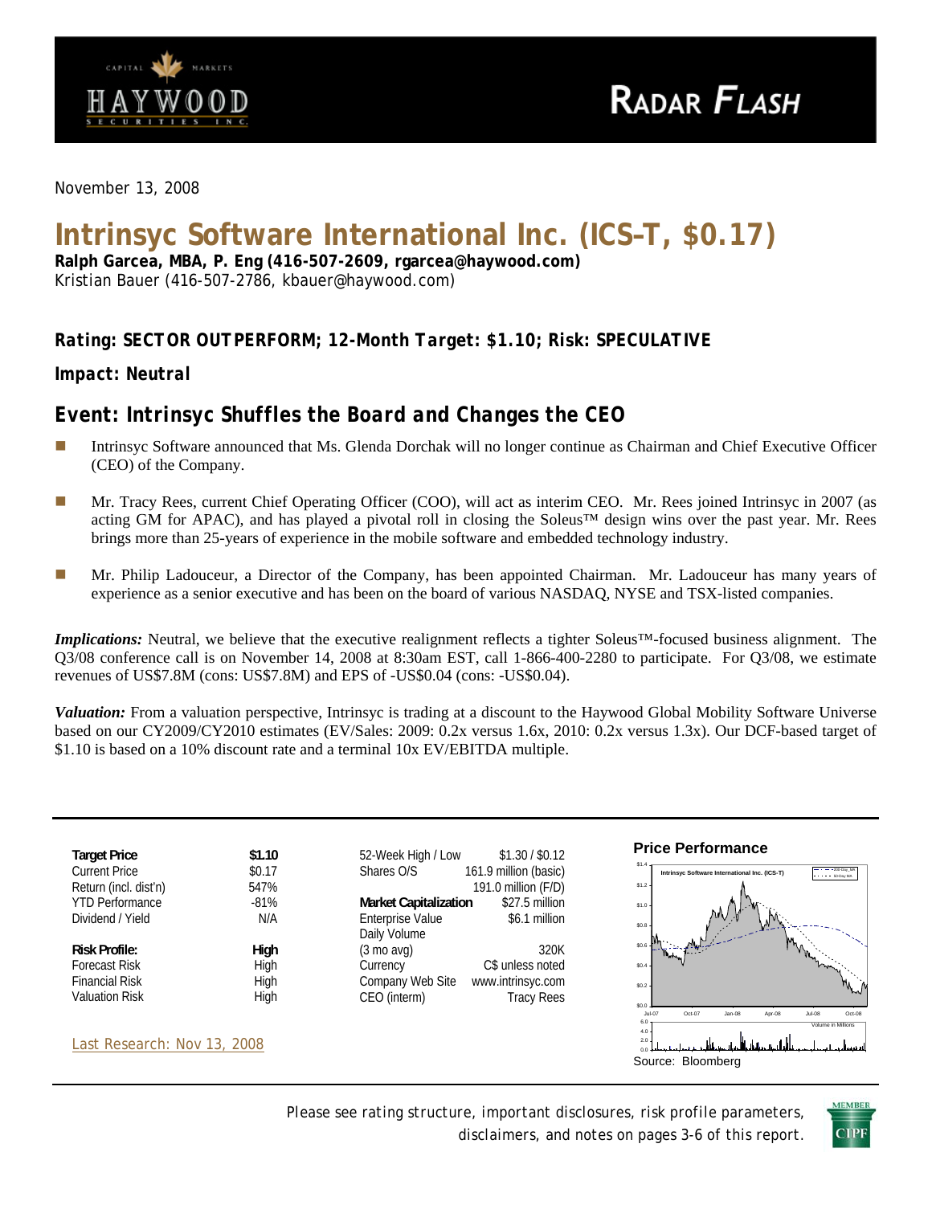HAYWOOD SECURITIES INC. — CAPITAL MARKETS

RADAR FLASH

November 13, 2008

# Intrinsyc Software International Inc. (ICS–T, $0.17)

**Ralph Garcea, MBA, P. Eng (416-507-2609, rgarcea@haywood.com)**
Kristian Bauer (416-507-2786, kbauer@haywood.com)

### *Rating: SECTOR OUTPERFORM; 12-Month Target: $1.10; Risk: SPECULATIVE*

### *Impact: Neutral*

## *Event: Intrinsyc Shuffles the Board and Changes the CEO*

- Intrinsyc Software announced that Ms. Glenda Dorchak will no longer continue as Chairman and Chief Executive Officer (CEO) of the Company.
- Mr. Tracy Rees, current Chief Operating Officer (COO), will act as interim CEO. Mr. Rees joined Intrinsyc in 2007 (as acting GM for APAC), and has played a pivotal roll in closing the Soleus™ design wins over the past year. Mr. Rees brings more than 25-years of experience in the mobile software and embedded technology industry.
- Mr. Philip Ladouceur, a Director of the Company, has been appointed Chairman. Mr. Ladouceur has many years of experience as a senior executive and has been on the board of various NASDAQ, NYSE and TSX-listed companies.

***Implications:*** Neutral, we believe that the executive realignment reflects a tighter Soleus™-focused business alignment. The Q3/08 conference call is on November 14, 2008 at 8:30am EST, call 1-866-400-2280 to participate. For Q3/08, we estimate revenues of US$7.8M (cons: US$7.8M) and EPS of -US$0.04 (cons: -US$0.04).

***Valuation:*** From a valuation perspective, Intrinsyc is trading at a discount to the Haywood Global Mobility Software Universe based on our CY2009/CY2010 estimates (EV/Sales: 2009: 0.2x versus 1.6x, 2010: 0.2x versus 1.3x). Our DCF-based target of $1.10 is based on a 10% discount rate and a terminal 10x EV/EBITDA multiple.

| **Target Price** | **$1.10** |
|---|---|
| Current Price | $0.17 |
| Return (incl. dist'n) | 547% |
| YTD Performance | -81% |
| Dividend / Yield | N/A |
| **Risk Profile:** | **High** |
| Forecast Risk | High |
| Financial Risk | High |
| Valuation Risk | High |

| | |
|---|---|
| 52-Week High / Low | $1.30 / $0.12 |
| Shares O/S | 161.9 million (basic) |
| | 191.0 million (F/D) |
| **Market Capitalization** | $27.5 million |
| Enterprise Value | $6.1 million |
| Daily Volume (3 mo avg) | 320K |
| Currency | C$ unless noted |
| Company Web Site | www.intrinsyc.com |
| CEO (interm) | Tracy Rees |

**Price Performance**

Source: Bloomberg

Last Research: Nov 13, 2008

Please see rating structure, important disclosures, risk profile parameters, disclaimers, and notes on pages 3-6 of this report.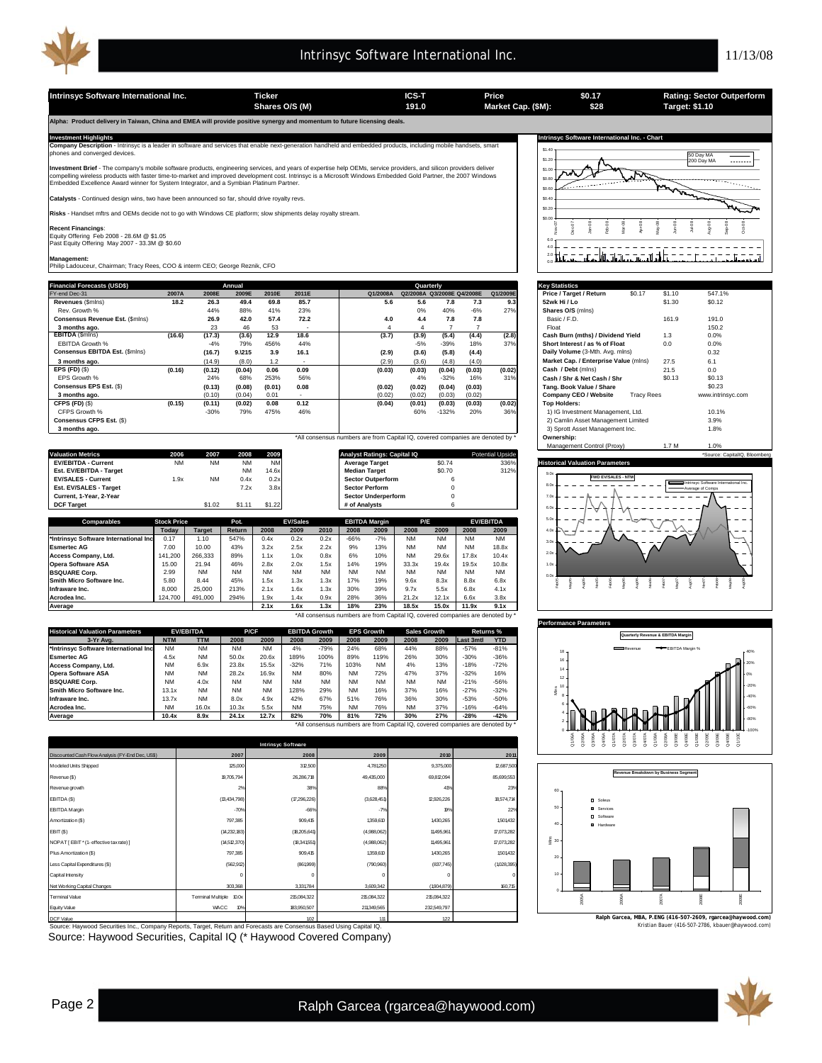## Intrinsyc Software International Inc.

| Intrinsyc Software International Inc. | Ticker | ICS-T | Price | $0.17 | Rating: Sector Outperform |
|---|---|---|---|---|---|
| | Shares O/S (M) | 191.0 | Market Cap. ($M): | $28 | Target: $1.10 |

**Alpha: Product delivery in Taiwan, China and EMEA will provide positive synergy and momentum to future licensing deals.**

### Investment Highlights

**Company Description** - Intrinsyc is a leader in software and services that enable next-generation handheld and embedded products, including mobile handsets, smart phones and converged devices.

**Investment Brief** - The company's mobile software products, engineering services, and years of expertise help OEMs, service providers, and silicon providers deliver compelling wireless products with faster time-to-market and improved development cost. Intrinsyc is a Microsoft Windows Embedded Gold Partner, the 2007 Windows Embedded Excellence Award winner for System Integrator, and a Symbian Platinum Partner.

**Catalysts** - Continued design wins, two have been announced so far, should drive royalty revs.

**Risks** - Handset mftrs and OEMs decide not to go with Windows CE platform; slow shipments delay royalty stream.

**Recent Financings**:
Equity Offering Feb 2008 - 28.6M @ $1.05
Past Equity Offering May 2007 - 33.3M @ $0.60

**Management:**
Philip Ladouceur, Chairman; Tracy Rees, COO & interm CEO; George Reznik, CFO

### Financial Forecasts (USD$)

| FY-end Dec-31 | 2007A | 2008E | 2009E | 2010E | 2011E | Q1/2008A | Q2/2008A | Q3/2008E | Q4/2008E | Q1/2009E |
|---|---|---|---|---|---|---|---|---|---|---|
| **Revenues** ($mlns) | **18.2** | **26.3** | **49.4** | **69.8** | **85.7** | **5.6** | **5.6** | **7.8** | **7.3** | **9.3** |
| Rev. Growth % | | 44% | 88% | 41% | 23% | | 0% | 40% | -6% | 27% |
| **Consensus Revenue Est.** ($mlns) | | 26.9 | 42.0 | 57.4 | 72.2 | 4.0 | 4.4 | 7.8 | 7.8 | |
| **3 months ago.** | | 23 | 46 | 53 | - | 4 | 4 | 7 | 7 | |
| **EBITDA** ($mlns) | **(16.6)** | **(17.3)** | **(3.6)** | **12.9** | **18.6** | **(3.7)** | **(3.9)** | **(5.4)** | **(4.4)** | **(2.8)** |
| EBITDA Growth % | | -4% | 79% | 456% | 44% | | -5% | -39% | 18% | 37% |
| **Consensus EBITDA Est.** ($mlns) | | (16.7) | 9.1215 | 3.9 | 16.1 | (2.9) | (3.6) | (5.8) | (4.4) | |
| **3 months ago.** | | (14.9) | (8.0) | 1.2 | - | (2.9) | (3.6) | (4.8) | (4.0) | |
| **EPS (FD)** ($) | **(0.16)** | **(0.12)** | **(0.04)** | **0.06** | **0.09** | **(0.03)** | **(0.03)** | **(0.04)** | **(0.03)** | **(0.02)** |
| EPS Growth % | | 24% | 68% | 253% | 56% | | 4% | -32% | 16% | 31% |
| **Consensus EPS Est.** ($) | | (0.13) | (0.08) | (0.01) | 0.08 | (0.02) | (0.02) | (0.04) | (0.03) | |
| **3 months ago.** | | (0.10) | (0.04) | 0.01 | - | (0.02) | (0.02) | (0.03) | (0.02) | |
| **CFPS (FD)** ($) | **(0.15)** | **(0.11)** | **(0.02)** | **0.08** | **0.12** | **(0.04)** | **(0.01)** | **(0.03)** | **(0.03)** | **(0.02)** |
| CFPS Growth % | | -30% | 79% | 475% | 46% | | 60% | -132% | 20% | 36% |
| **Consensus CFPS Est.** ($) | | | | | | | | | | |
| **3 months ago.** | | | | | | | | | | |

*All consensus numbers are from Capital IQ, covered companies are denoted by *

### Key Statistics

| | | | |
|---|---|---|---|
| **Price / Target / Return** | $0.17 | $1.10 | 547.1% |
| **52wk Hi / Lo** | | $1.30 | $0.12 |
| **Shares O/S** (mlns) | | | |
| Basic / F.D. | | 161.9 | 191.0 |
| Float | | | 150.2 |
| **Cash Burn (mths) / Dividend Yield** | | 1.3 | 0.0% |
| **Short Interest / as % of Float** | | 0.0 | 0.0% |
| **Daily Volume** (3-Mth. Avg. mlns) | | | 0.32 |
| **Market Cap. / Enterprise Value** (mlns) | | 27.5 | 6.1 |
| **Cash / Debt** (mlns) | | 21.5 | 0.0 |
| **Cash / Shr & Net Cash / Shr** | | $0.13 | $0.13 |
| **Tang. Book Value / Share** | | | $0.23 |
| **Company CEO / Website** | Tracy Rees | | www.intrinsyc.com |
| **Top Holders:** | | | |
| 1) IG Investment Management, Ltd. | | | 10.1% |
| 2) Camlin Asset Management Limited | | | 3.9% |
| 3) Sprott Asset Management Inc. | | | 1.8% |
| **Ownership:** | | | |
| Management Control (Proxy) | | 1.7 M | 1.0% |

*Source: CapitalIQ, Bloomberg

### Valuation Metrics

| Valuation Metrics | 2006 | 2007 | 2008 | 2009 |
|---|---|---|---|---|
| **EV/EBITDA - Current** | NM | NM | NM | NM |
| **Est. EV/EBITDA - Target** | | | NM | 14.6x |
| **EV/SALES - Current** | 1.9x | NM | 0.4x | 0.2x |
| **Est. EV/SALES - Target** | | | 7.2x | 3.8x |
| **Current, 1-Year, 2-Year** | | | | |
| **DCF Target** | | $1.02 | $1.11 | $1.22 |

| Analyst Ratings: Capital IQ | | Potential Upside |
|---|---|---|
| **Average Target** | $0.74 | 336% |
| **Median Target** | $0.70 | 312% |
| **Sector Outperform** | 6 | |
| **Sector Perform** | 0 | |
| **Sector Underperform** | 0 | |
| **# of Analysts** | 6 | |

### Comparables

| Comparables | Stock Price Today | Target | Pot. Return | EV/Sales 2008 | EV/Sales 2009 | EV/Sales 2010 | EBITDA Margin 2008 | EBITDA Margin 2009 | P/E 2008 | P/E 2009 | EV/EBITDA 2008 | EV/EBITDA 2009 |
|---|---|---|---|---|---|---|---|---|---|---|---|---|
| *Intrinsyc Software International Inc | 0.17 | 1.10 | 547% | 0.4x | 0.2x | 0.2x | -66% | -7% | NM | NM | NM | NM |
| Esmertec AG | 7.00 | 10.00 | 43% | 3.2x | 2.5x | 2.2x | 9% | 13% | NM | NM | NM | 18.8x |
| Access Company, Ltd. | 141,200 | 266,333 | 89% | 1.1x | 1.0x | 0.8x | 6% | 10% | NM | 29.6x | 17.8x | 10.4x |
| Opera Software ASA | 15.00 | 21.94 | 46% | 2.8x | 2.0x | 1.5x | 14% | 19% | 33.3x | 19.4x | 19.5x | 10.8x |
| BSQUARE Corp. | 2.99 | NM | NM | NM | NM | NM | NM | NM | NM | NM | NM | NM |
| Smith Micro Software Inc. | 5.80 | 8.44 | 45% | 1.5x | 1.3x | 1.3x | 17% | 19% | 9.6x | 8.3x | 8.8x | 6.8x |
| Infraware Inc. | 8,000 | 25,000 | 213% | 2.1x | 1.6x | 1.3x | 30% | 39% | 9.7x | 5.5x | 6.8x | 4.1x |
| Acrodea Inc. | 124,700 | 491,000 | 294% | 1.9x | 1.4x | 0.9x | 28% | 36% | 21.2x | 12.1x | 6.6x | 3.8x |
| **Average** | | | | **2.1x** | **1.6x** | **1.3x** | **18%** | **23%** | **18.5x** | **15.0x** | **11.9x** | **9.1x** |

*All consensus numbers are from Capital IQ, covered companies are denoted by *

### Historical Valuation Parameters

| 3-Yr Avg. | EV/EBITDA NTM | EV/EBITDA TTM | P/CF 2008 | P/CF 2009 | EBITDA Growth 2008 | EBITDA Growth 2009 | EPS Growth 2008 | EPS Growth 2009 | Sales Growth 2008 | Sales Growth 2009 | Returns % Last 3mtl | Returns % YTD |
|---|---|---|---|---|---|---|---|---|---|---|---|---|
| *Intrinsyc Software International Inc | NM | NM | NM | NM | 4% | -79% | 24% | 68% | 44% | 88% | -57% | -81% |
| Esmertec AG | 4.5x | NM | 50.0x | 20.6x | 189% | 100% | 89% | 119% | 26% | 30% | -30% | -36% |
| Access Company, Ltd. | NM | 6.9x | 23.8x | 15.5x | -32% | 71% | 103% | NM | 4% | 13% | -18% | -72% |
| Opera Software ASA | NM | NM | 28.2x | 16.9x | NM | 80% | NM | 72% | 47% | 37% | -32% | 16% |
| BSQUARE Corp. | NM | 4.0x | NM | NM | NM | NM | NM | NM | NM | NM | -21% | -56% |
| Smith Micro Software Inc. | 13.1x | NM | NM | NM | 128% | 29% | NM | 16% | 37% | 16% | -27% | -32% |
| Infraware Inc. | 13.7x | NM | 8.0x | 4.9x | 42% | 67% | 51% | 76% | 36% | 30% | -53% | -50% |
| Acrodea Inc. | NM | 16.0x | 10.3x | 5.5x | NM | 75% | NM | 76% | NM | 37% | -16% | -64% |
| **Average** | **10.4x** | **8.9x** | **24.1x** | **12.7x** | **82%** | **70%** | **81%** | **72%** | **30%** | **27%** | **-28%** | **-42%** |

*All consensus numbers are from Capital IQ, covered companies are denoted by *

### Intrinsyc Software

| Discounted Cash Flow Analysis (FY-End Dec, US$) | 2007 | 2008 | 2009 | 2010 | 2011 |
|---|---|---|---|---|---|
| Modeled Units Shipped | 125,000 | 312,500 | 4,781,250 | 9,375,000 | 12,687,500 |
| Revenue ($) | 18,705,794 | 26,286,718 | 49,435,000 | 69,812,094 | 85,699,553 |
| Revenue growth | 2% | 38% | 88% | 41% | 23% |
| EBITDA ($) | (13,434,798) | (17,296,226) | (3,628,451) | 12,926,226 | 18,574,714 |
| EBITDA Margin | -70% | -66% | -7% | 19% | 22% |
| Amortization ($) | 797,385 | 909,415 | 1,359,610 | 1,430,265 | 1,501,432 |
| EBIT ($) | (14,232,183) | (18,205,641) | (4,988,062) | 11,495,961 | 17,073,282 |
| NOPAT [ EBIT * (1- effective tax rate) ] | (14,512,370) | (18,341,551) | (4,988,062) | 11,495,961 | 17,073,282 |
| Plus Amortization ($) | 797,385 | 909,415 | 1,359,610 | 1,430,265 | 1,501,432 |
| Less Capital Expenditures ($) | (562,912) | (861,999) | (790,960) | (837,745) | (1,028,395) |
| Capital Intensity | 0 | 0 | 0 | 0 | 0 |
| Net Working Capital Changes | 303,368 | 3,331,784 | 3,609,342 | (1,904,879) | 160,715 |
| Terminal Value | Terminal Multiple 10.0x | 215,084,322 | 215,084,322 | 215,084,322 | |
| Equity Value | WACC 10% | 183,950,507 | 211,349,565 | 232,549,797 | |
| DCF Value | | 102 | 111 | 122 | |

Source: Haywood Securities Inc., Company Reports, Target, Return and Forecasts are Consensus Based Using Capital IQ.

Source: Haywood Securities, Capital IQ (* Haywood Covered Company)

Ralph Garcea, MBA, P.ENG (416-507-2609, rgarcea@haywood.com)
Kristian Bauer (416-507-2786, kbauer@haywood.com)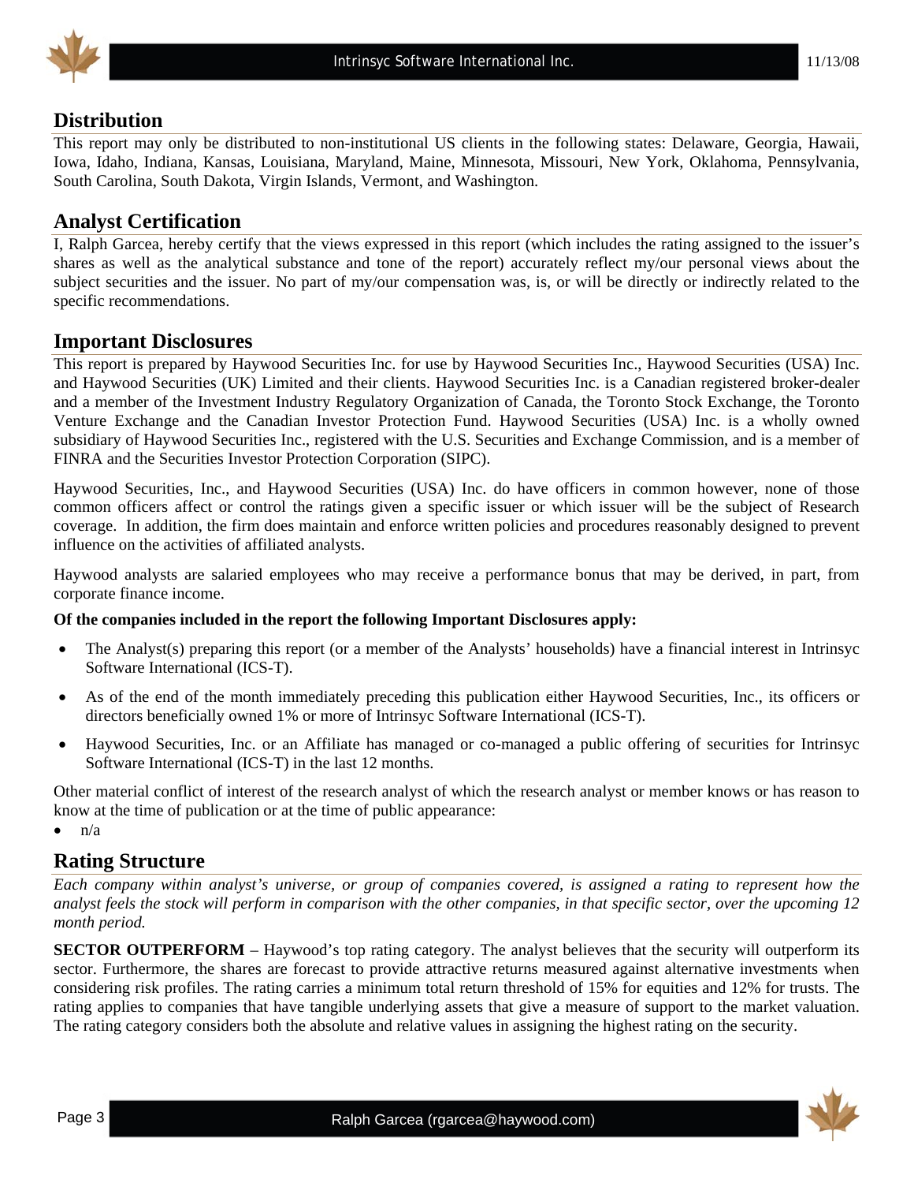## Distribution

This report may only be distributed to non-institutional US clients in the following states: Delaware, Georgia, Hawaii, Iowa, Idaho, Indiana, Kansas, Louisiana, Maryland, Maine, Minnesota, Missouri, New York, Oklahoma, Pennsylvania, South Carolina, South Dakota, Virgin Islands, Vermont, and Washington.

## Analyst Certification

I, Ralph Garcea, hereby certify that the views expressed in this report (which includes the rating assigned to the issuer's shares as well as the analytical substance and tone of the report) accurately reflect my/our personal views about the subject securities and the issuer. No part of my/our compensation was, is, or will be directly or indirectly related to the specific recommendations.

## Important Disclosures

This report is prepared by Haywood Securities Inc. for use by Haywood Securities Inc., Haywood Securities (USA) Inc. and Haywood Securities (UK) Limited and their clients. Haywood Securities Inc. is a Canadian registered broker-dealer and a member of the Investment Industry Regulatory Organization of Canada, the Toronto Stock Exchange, the Toronto Venture Exchange and the Canadian Investor Protection Fund. Haywood Securities (USA) Inc. is a wholly owned subsidiary of Haywood Securities Inc., registered with the U.S. Securities and Exchange Commission, and is a member of FINRA and the Securities Investor Protection Corporation (SIPC).

Haywood Securities, Inc., and Haywood Securities (USA) Inc. do have officers in common however, none of those common officers affect or control the ratings given a specific issuer or which issuer will be the subject of Research coverage. In addition, the firm does maintain and enforce written policies and procedures reasonably designed to prevent influence on the activities of affiliated analysts.

Haywood analysts are salaried employees who may receive a performance bonus that may be derived, in part, from corporate finance income.

**Of the companies included in the report the following Important Disclosures apply:**

- The Analyst(s) preparing this report (or a member of the Analysts' households) have a financial interest in Intrinsyc Software International (ICS-T).
- As of the end of the month immediately preceding this publication either Haywood Securities, Inc., its officers or directors beneficially owned 1% or more of Intrinsyc Software International (ICS-T).
- Haywood Securities, Inc. or an Affiliate has managed or co-managed a public offering of securities for Intrinsyc Software International (ICS-T) in the last 12 months.

Other material conflict of interest of the research analyst of which the research analyst or member knows or has reason to know at the time of publication or at the time of public appearance:

- n/a

## Rating Structure

*Each company within analyst's universe, or group of companies covered, is assigned a rating to represent how the analyst feels the stock will perform in comparison with the other companies, in that specific sector, over the upcoming 12 month period.*

**SECTOR OUTPERFORM** – Haywood's top rating category. The analyst believes that the security will outperform its sector. Furthermore, the shares are forecast to provide attractive returns measured against alternative investments when considering risk profiles. The rating carries a minimum total return threshold of 15% for equities and 12% for trusts. The rating applies to companies that have tangible underlying assets that give a measure of support to the market valuation. The rating category considers both the absolute and relative values in assigning the highest rating on the security.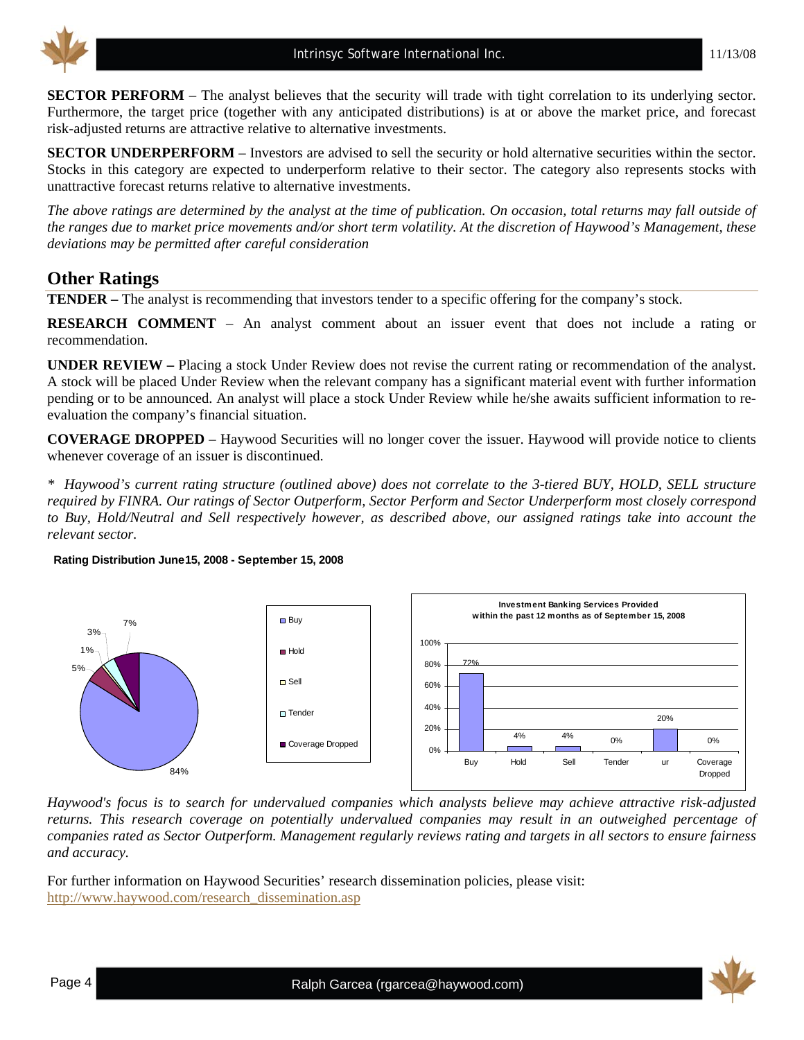**SECTOR PERFORM** – The analyst believes that the security will trade with tight correlation to its underlying sector. Furthermore, the target price (together with any anticipated distributions) is at or above the market price, and forecast risk-adjusted returns are attractive relative to alternative investments.

**SECTOR UNDERPERFORM** – Investors are advised to sell the security or hold alternative securities within the sector. Stocks in this category are expected to underperform relative to their sector. The category also represents stocks with unattractive forecast returns relative to alternative investments.

*The above ratings are determined by the analyst at the time of publication. On occasion, total returns may fall outside of the ranges due to market price movements and/or short term volatility. At the discretion of Haywood's Management, these deviations may be permitted after careful consideration*

## Other Ratings

**TENDER –** The analyst is recommending that investors tender to a specific offering for the company's stock.

**RESEARCH COMMENT** – An analyst comment about an issuer event that does not include a rating or recommendation.

**UNDER REVIEW –** Placing a stock Under Review does not revise the current rating or recommendation of the analyst. A stock will be placed Under Review when the relevant company has a significant material event with further information pending or to be announced. An analyst will place a stock Under Review while he/she awaits sufficient information to re-evaluation the company's financial situation.

**COVERAGE DROPPED** – Haywood Securities will no longer cover the issuer. Haywood will provide notice to clients whenever coverage of an issuer is discontinued.

*\* Haywood's current rating structure (outlined above) does not correlate to the 3-tiered BUY, HOLD, SELL structure required by FINRA. Our ratings of Sector Outperform, Sector Perform and Sector Underperform most closely correspond to Buy, Hold/Neutral and Sell respectively however, as described above, our assigned ratings take into account the relevant sector.*

**Rating Distribution June15, 2008 - September 15, 2008**

| Rating | Distribution |
|---|---|
| Buy | 84% |
| Hold | 5% |
| Sell | 1% |
| Tender | 3% |
| Coverage Dropped | 7% |

**Investment Banking Services Provided within the past 12 months as of September 15, 2008**

| Buy | Hold | Sell | Tender | ur | Coverage Dropped |
|---|---|---|---|---|---|
| 72% | 4% | 4% | 0% | 20% | 0% |

*Haywood's focus is to search for undervalued companies which analysts believe may achieve attractive risk-adjusted returns. This research coverage on potentially undervalued companies may result in an outweighed percentage of companies rated as Sector Outperform. Management regularly reviews rating and targets in all sectors to ensure fairness and accuracy.*

For further information on Haywood Securities' research dissemination policies, please visit:
http://www.haywood.com/research_dissemination.asp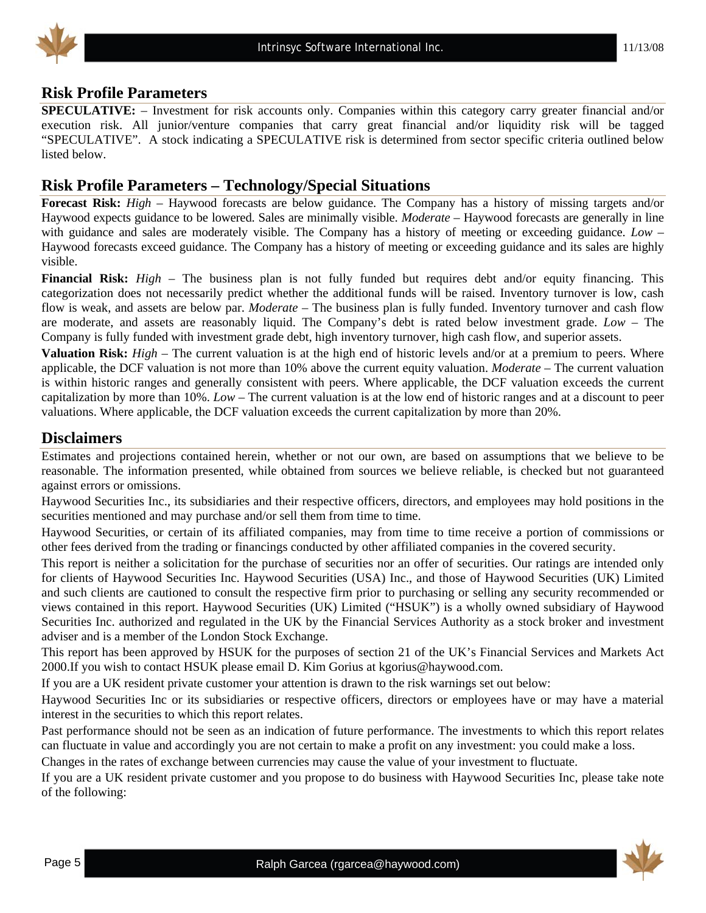## Risk Profile Parameters

**SPECULATIVE:** – Investment for risk accounts only. Companies within this category carry greater financial and/or execution risk. All junior/venture companies that carry great financial and/or liquidity risk will be tagged "SPECULATIVE". A stock indicating a SPECULATIVE risk is determined from sector specific criteria outlined below listed below.

## Risk Profile Parameters – Technology/Special Situations

**Forecast Risk:** *High* – Haywood forecasts are below guidance. The Company has a history of missing targets and/or Haywood expects guidance to be lowered. Sales are minimally visible. *Moderate* – Haywood forecasts are generally in line with guidance and sales are moderately visible. The Company has a history of meeting or exceeding guidance. *Low* – Haywood forecasts exceed guidance. The Company has a history of meeting or exceeding guidance and its sales are highly visible.

**Financial Risk:** *High* – The business plan is not fully funded but requires debt and/or equity financing. This categorization does not necessarily predict whether the additional funds will be raised. Inventory turnover is low, cash flow is weak, and assets are below par. *Moderate* – The business plan is fully funded. Inventory turnover and cash flow are moderate, and assets are reasonably liquid. The Company's debt is rated below investment grade. *Low* – The Company is fully funded with investment grade debt, high inventory turnover, high cash flow, and superior assets.

**Valuation Risk:** *High* – The current valuation is at the high end of historic levels and/or at a premium to peers. Where applicable, the DCF valuation is not more than 10% above the current equity valuation. *Moderate* – The current valuation is within historic ranges and generally consistent with peers. Where applicable, the DCF valuation exceeds the current capitalization by more than 10%. *Low* – The current valuation is at the low end of historic ranges and at a discount to peer valuations. Where applicable, the DCF valuation exceeds the current capitalization by more than 20%.

## Disclaimers

Estimates and projections contained herein, whether or not our own, are based on assumptions that we believe to be reasonable. The information presented, while obtained from sources we believe reliable, is checked but not guaranteed against errors or omissions.

Haywood Securities Inc., its subsidiaries and their respective officers, directors, and employees may hold positions in the securities mentioned and may purchase and/or sell them from time to time.

Haywood Securities, or certain of its affiliated companies, may from time to time receive a portion of commissions or other fees derived from the trading or financings conducted by other affiliated companies in the covered security.

This report is neither a solicitation for the purchase of securities nor an offer of securities. Our ratings are intended only for clients of Haywood Securities Inc. Haywood Securities (USA) Inc., and those of Haywood Securities (UK) Limited and such clients are cautioned to consult the respective firm prior to purchasing or selling any security recommended or views contained in this report. Haywood Securities (UK) Limited ("HSUK") is a wholly owned subsidiary of Haywood Securities Inc. authorized and regulated in the UK by the Financial Services Authority as a stock broker and investment adviser and is a member of the London Stock Exchange.

This report has been approved by HSUK for the purposes of section 21 of the UK's Financial Services and Markets Act 2000.If you wish to contact HSUK please email D. Kim Gorius at kgorius@haywood.com.

If you are a UK resident private customer your attention is drawn to the risk warnings set out below:

Haywood Securities Inc or its subsidiaries or respective officers, directors or employees have or may have a material interest in the securities to which this report relates.

Past performance should not be seen as an indication of future performance. The investments to which this report relates can fluctuate in value and accordingly you are not certain to make a profit on any investment: you could make a loss.

Changes in the rates of exchange between currencies may cause the value of your investment to fluctuate.

If you are a UK resident private customer and you propose to do business with Haywood Securities Inc, please take note of the following: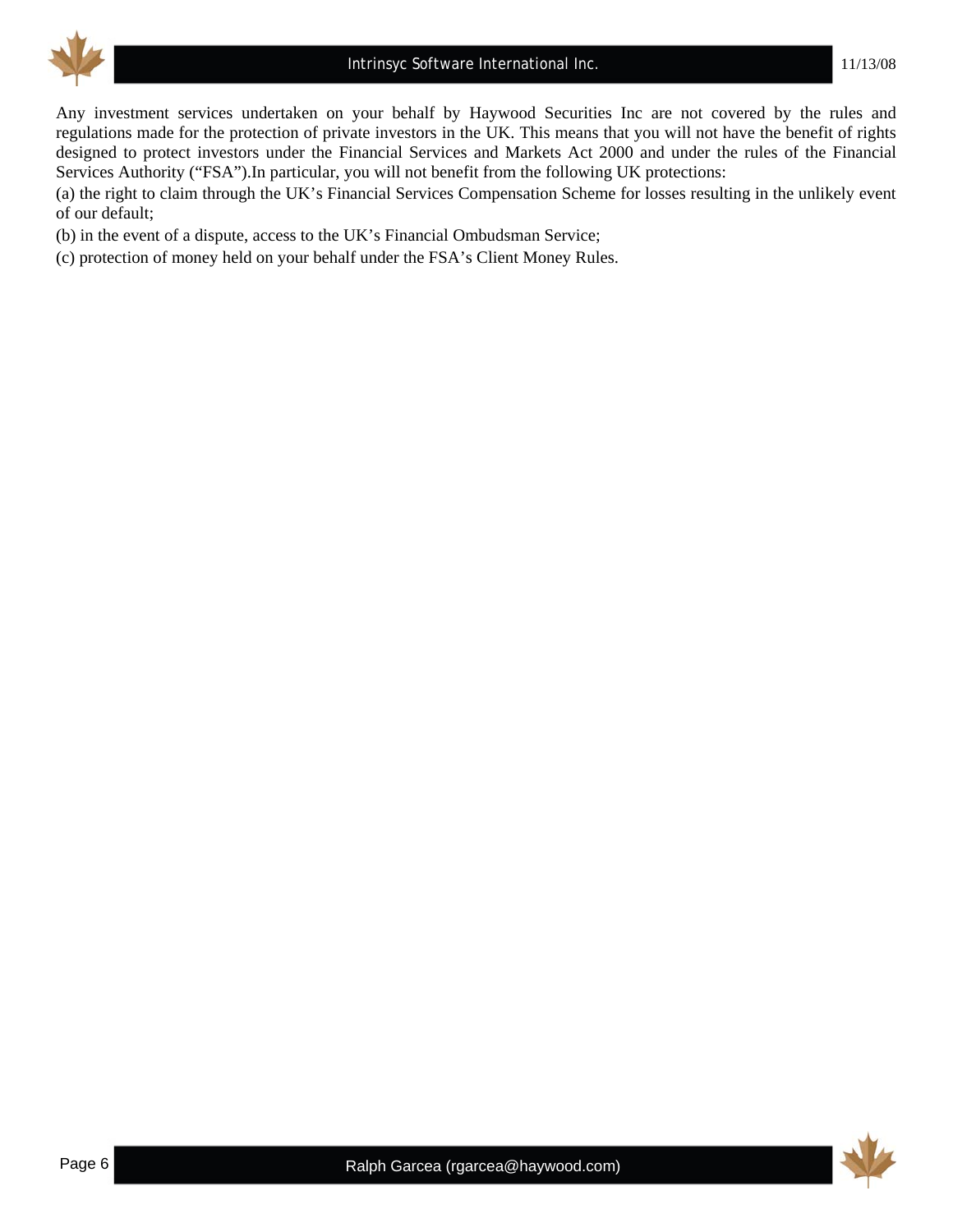Any investment services undertaken on your behalf by Haywood Securities Inc are not covered by the rules and regulations made for the protection of private investors in the UK. This means that you will not have the benefit of rights designed to protect investors under the Financial Services and Markets Act 2000 and under the rules of the Financial Services Authority ("FSA").In particular, you will not benefit from the following UK protections:

(a) the right to claim through the UK's Financial Services Compensation Scheme for losses resulting in the unlikely event of our default;

(b) in the event of a dispute, access to the UK's Financial Ombudsman Service;

(c) protection of money held on your behalf under the FSA's Client Money Rules.